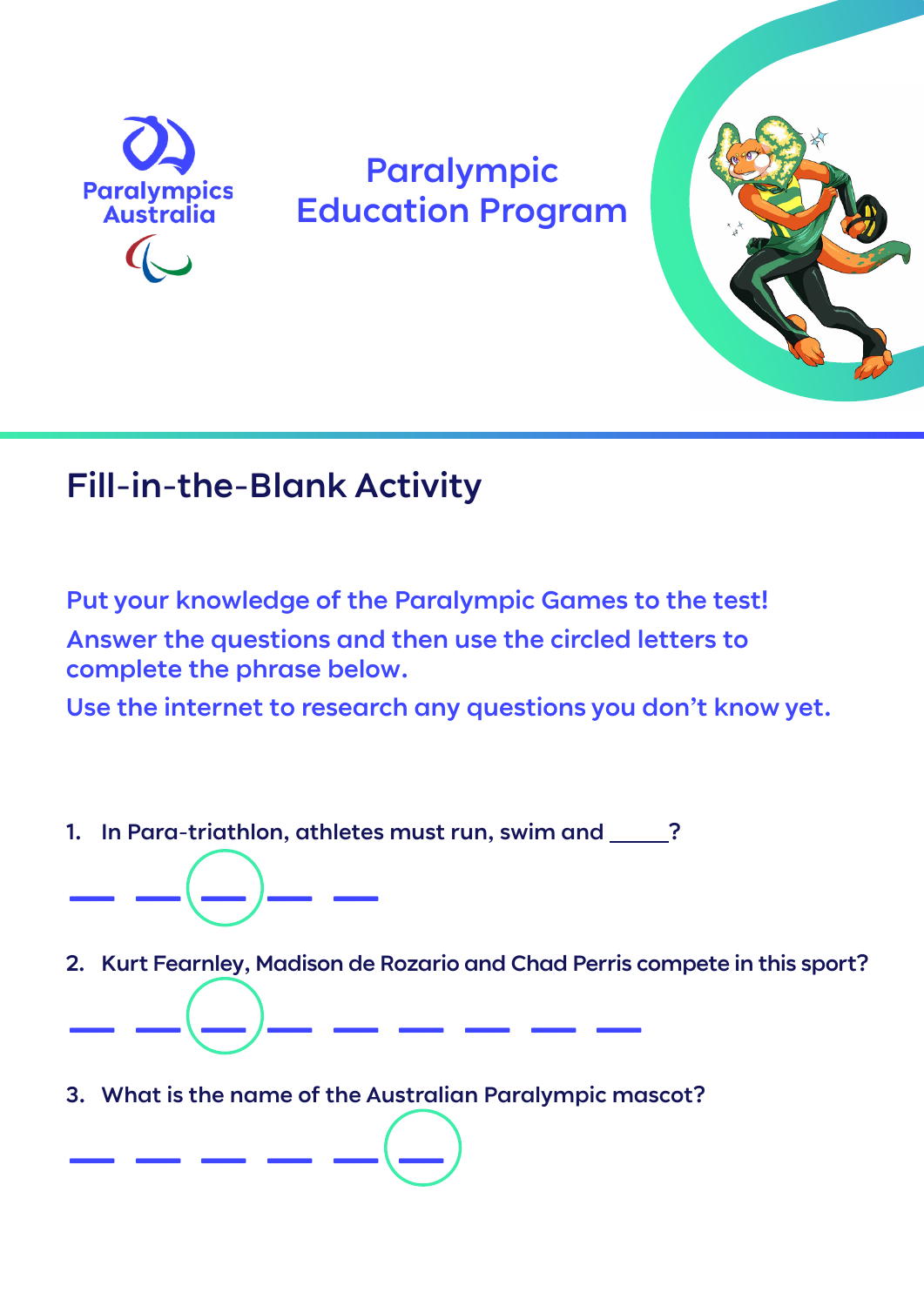Paralympics Australia

# Paralympic Education Program

## Fill-in-the-Blank Activity

Put your knowledge of the Paralympic Games to the test!

Answer the questions and then use the circled letters to complete the phrase below.

Use the internet to research any questions you don't know yet.

1. In Para-triathlon, athletes must run, swim and _____?

   \_ \_ (\_) \_ \_

2. Kurt Fearnley, Madison de Rozario and Chad Perris compete in this sport?

   \_ \_ (\_) \_ \_ \_ \_ \_ \_

3. What is the name of the Australian Paralympic mascot?

   \_ \_ \_ \_ \_ (\_)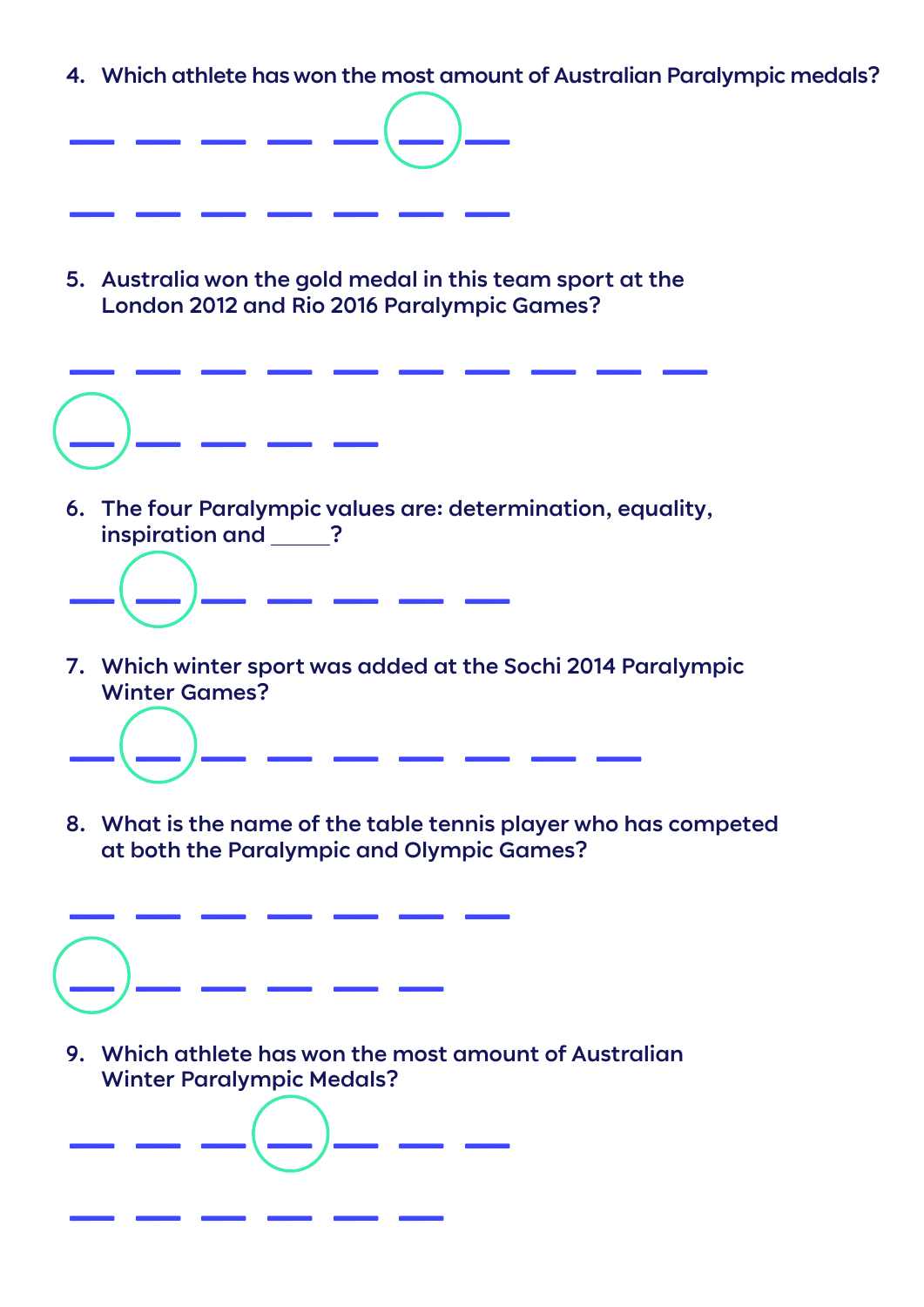4. Which athlete has won the most amount of Australian Paralympic medals?

   \_ \_ \_ \_ \_ (\_) \_

   \_ \_ \_ \_ \_ \_ \_

5. Australia won the gold medal in this team sport at the London 2012 and Rio 2016 Paralympic Games?

   \_ \_ \_ \_ \_ \_ \_ \_ \_ \_

   (\_) \_ \_ \_ \_

6. The four Paralympic values are: determination, equality, inspiration and \_\_\_\_\_?

   \_ (\_) \_ \_ \_ \_ \_

7. Which winter sport was added at the Sochi 2014 Paralympic Winter Games?

   \_ (\_) \_ \_ \_ \_ \_ \_ \_

8. What is the name of the table tennis player who has competed at both the Paralympic and Olympic Games?

   \_ \_ \_ \_ \_ \_ \_

   (\_) \_ \_ \_ \_ \_

9. Which athlete has won the most amount of Australian Winter Paralympic Medals?

   \_ \_ \_ (\_) \_ \_ \_

   \_ \_ \_ \_ \_ \_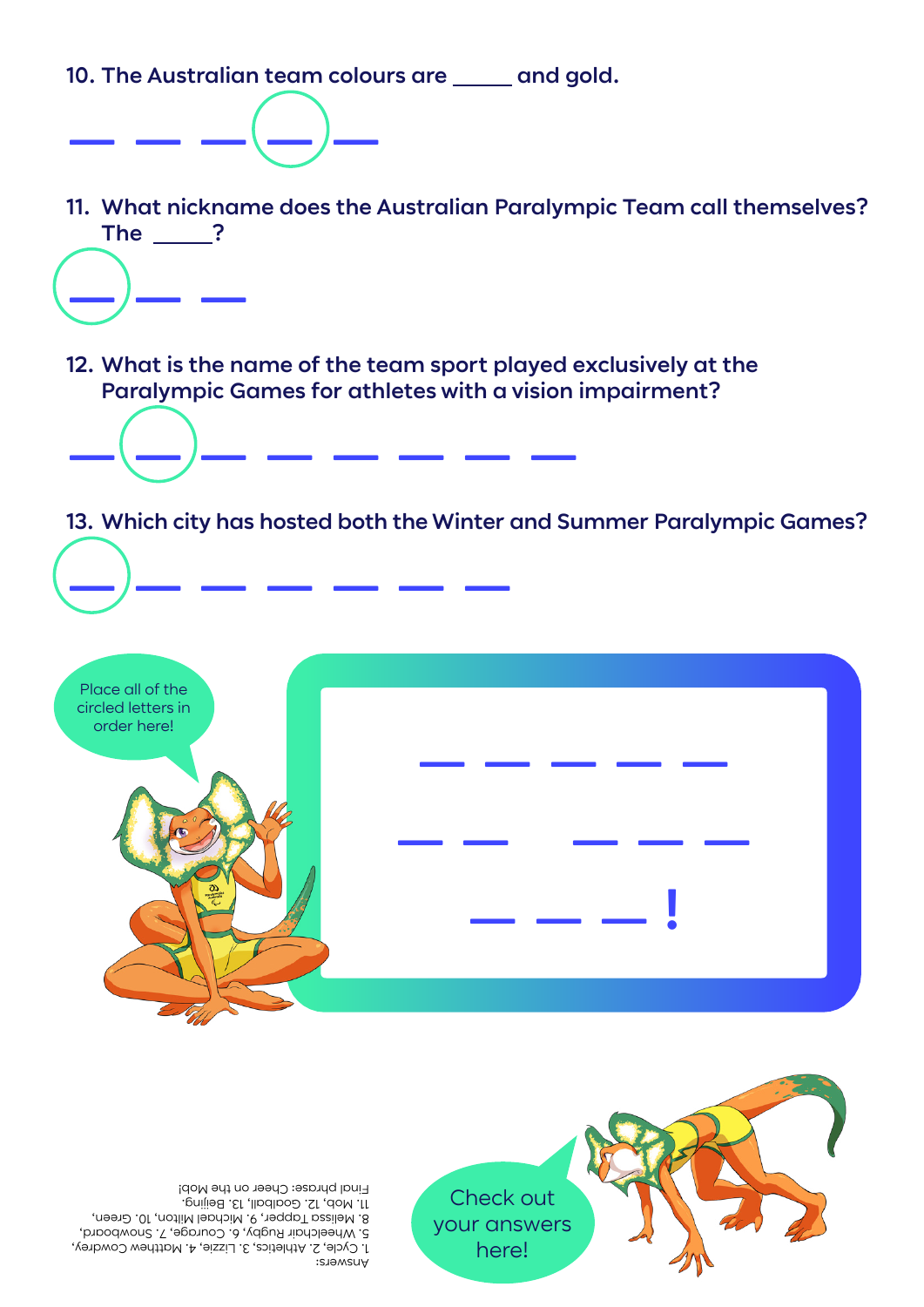10. The Australian team colours are _____ and gold.

\_ \_ \_ (\_) \_

11. What nickname does the Australian Paralympic Team call themselves? The _____?

(\_) \_ \_

12. What is the name of the team sport played exclusively at the Paralympic Games for athletes with a vision impairment?

\_ (\_) \_ \_ \_ \_ \_ \_

13. Which city has hosted both the Winter and Summer Paralympic Games?

(\_) \_ \_ \_ \_ \_ \_

Place all of the circled letters in order here!

\_ \_ \_ \_ \_

\_ \_ \_ \_ \_

\_ \_ \_!

Check out your answers here!

Answers:
1. Cycle, 2. Athletics, 3. Lizzie, 4. Matthew Cowdrey,
5. Wheelchair Rugby, 6. Courage, 7. Snowboard,
8. Melissa Tapper, 9. Michael Milton, 10. Green,
11. Mob, 12. Goalball, 13. Beijing.
Final phrase: Cheer on the Mob!